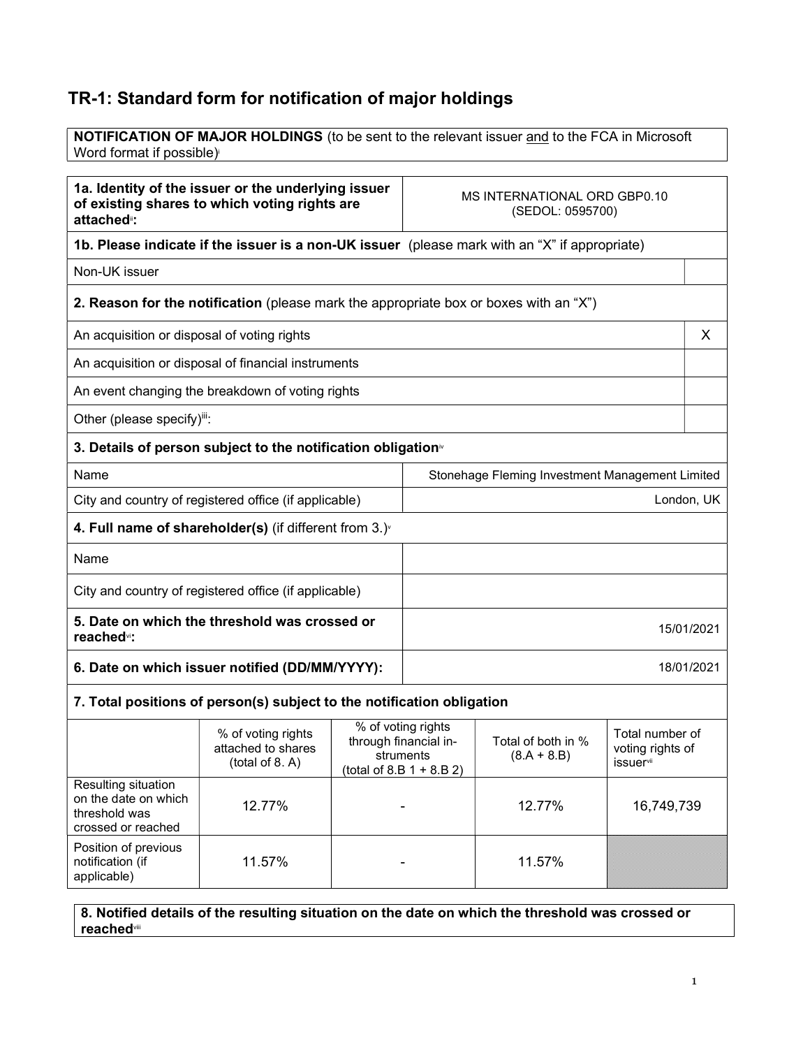# TR-1: Standard form for notification of major holdings

**NOTIFICATION OF MAJOR HOLDINGS** (to be sent to the relevant issuer and to the FCA in Microsoft Word format if possible)[i]

| | |
|---|---|
| **1a. Identity of the issuer or the underlying issuer of existing shares to which voting rights are attached**[ii]**:** | MS INTERNATIONAL ORD GBP0.10 (SEDOL: 0595700) |

**1b. Please indicate if the issuer is a non-UK issuer** (please mark with an "X" if appropriate)

| | |
|---|---|
| Non-UK issuer | |

**2. Reason for the notification** (please mark the appropriate box or boxes with an "X")

| | |
|---|---|
| An acquisition or disposal of voting rights | X |
| An acquisition or disposal of financial instruments | |
| An event changing the breakdown of voting rights | |
| Other (please specify)[iii]: | |

**3. Details of person subject to the notification obligation**[iv]

| | |
|---|---|
| Name | Stonehage Fleming Investment Management Limited |
| City and country of registered office (if applicable) | London, UK |

**4. Full name of shareholder(s)** (if different from 3.)[v]

| | |
|---|---|
| Name | |
| City and country of registered office (if applicable) | |

| | |
|---|---|
| **5. Date on which the threshold was crossed or reached**[vi]**:** | 15/01/2021 |
| **6. Date on which issuer notified (DD/MM/YYYY):** | 18/01/2021 |

**7. Total positions of person(s) subject to the notification obligation**

| | % of voting rights attached to shares (total of 8. A) | % of voting rights through financial instruments (total of 8.B 1 + 8.B 2) | Total of both in % (8.A + 8.B) | Total number of voting rights of issuer[vii] |
|---|---|---|---|---|
| Resulting situation on the date on which threshold was crossed or reached | 12.77% | - | 12.77% | 16,749,739 |
| Position of previous notification (if applicable) | 11.57% | - | 11.57% | |

**8. Notified details of the resulting situation on the date on which the threshold was crossed or reached**[viii]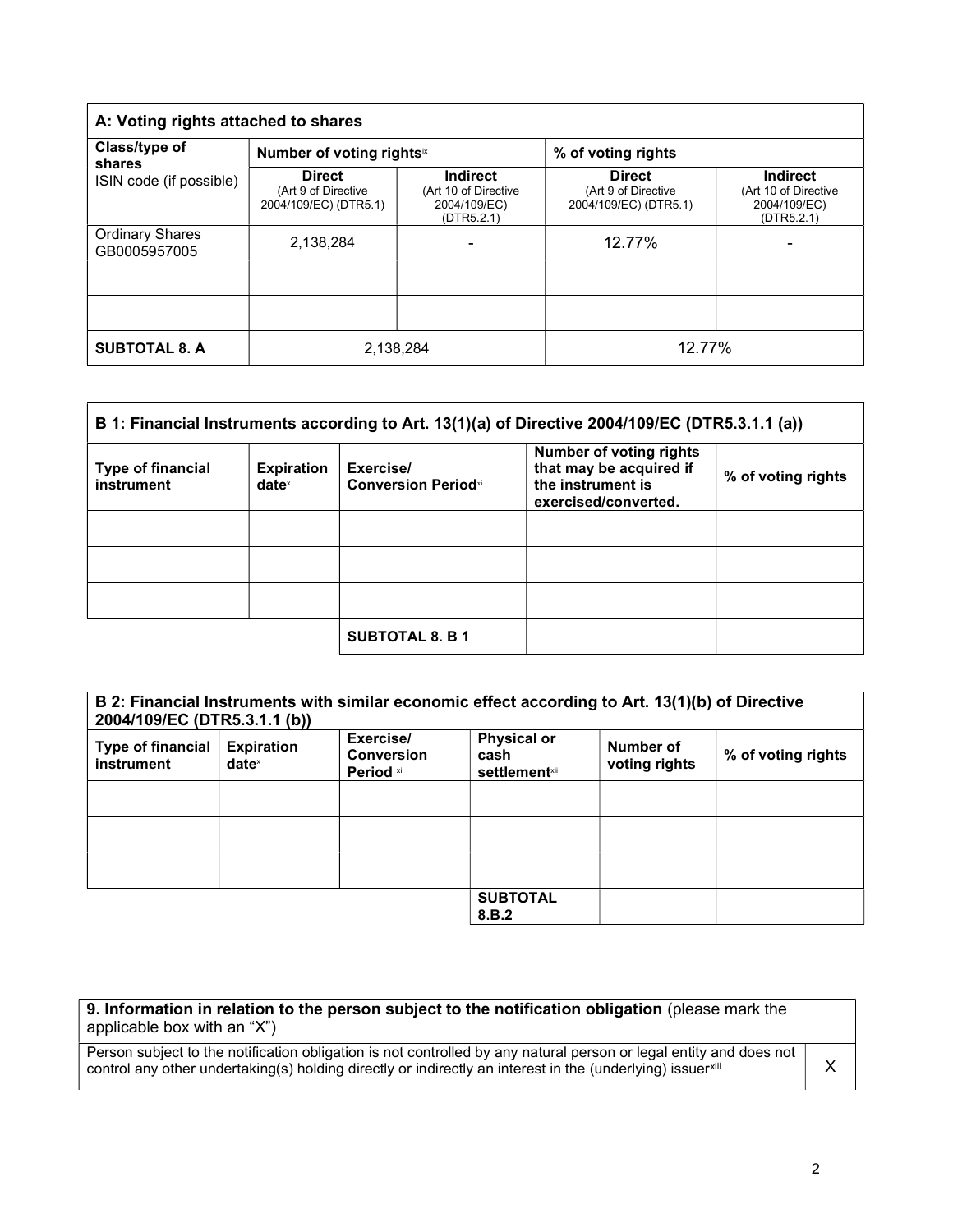| A: Voting rights attached to shares | | | | |
|---|---|---|---|---|
| Class/type of shares<br>ISIN code (if possible) | Number of voting rights[ix] | | % of voting rights | |
| | Direct<br>(Art 9 of Directive 2004/109/EC) (DTR5.1) | Indirect<br>(Art 10 of Directive 2004/109/EC) (DTR5.2.1) | Direct<br>(Art 9 of Directive 2004/109/EC) (DTR5.1) | Indirect<br>(Art 10 of Directive 2004/109/EC) (DTR5.2.1) |
| Ordinary Shares GB0005957005 | 2,138,284 | - | 12.77% | - |
| | | | | |
| | | | | |
| **SUBTOTAL 8. A** | 2,138,284 | | 12.77% | |

| B 1: Financial Instruments according to Art. 13(1)(a) of Directive 2004/109/EC (DTR5.3.1.1 (a)) | | | | |
|---|---|---|---|---|
| **Type of financial instrument** | **Expiration date**[x] | **Exercise/ Conversion Period**[xi] | **Number of voting rights that may be acquired if the instrument is exercised/converted.** | **% of voting rights** |
| | | | | |
| | | | | |
| | | | | |
| | | **SUBTOTAL 8. B 1** | | |

| B 2: Financial Instruments with similar economic effect according to Art. 13(1)(b) of Directive 2004/109/EC (DTR5.3.1.1 (b)) | | | | | |
|---|---|---|---|---|---|
| **Type of financial instrument** | **Expiration date**[x] | **Exercise/ Conversion Period** [xi] | **Physical or cash settlement**[xii] | **Number of voting rights** | **% of voting rights** |
| | | | | | |
| | | | | | |
| | | | | | |
| | | | **SUBTOTAL 8.B.2** | | |

| 9. Information in relation to the person subject to the notification obligation (please mark the applicable box with an "X") | |
|---|---|
| Person subject to the notification obligation is not controlled by any natural person or legal entity and does not control any other undertaking(s) holding directly or indirectly an interest in the (underlying) issuer[xiii] | X |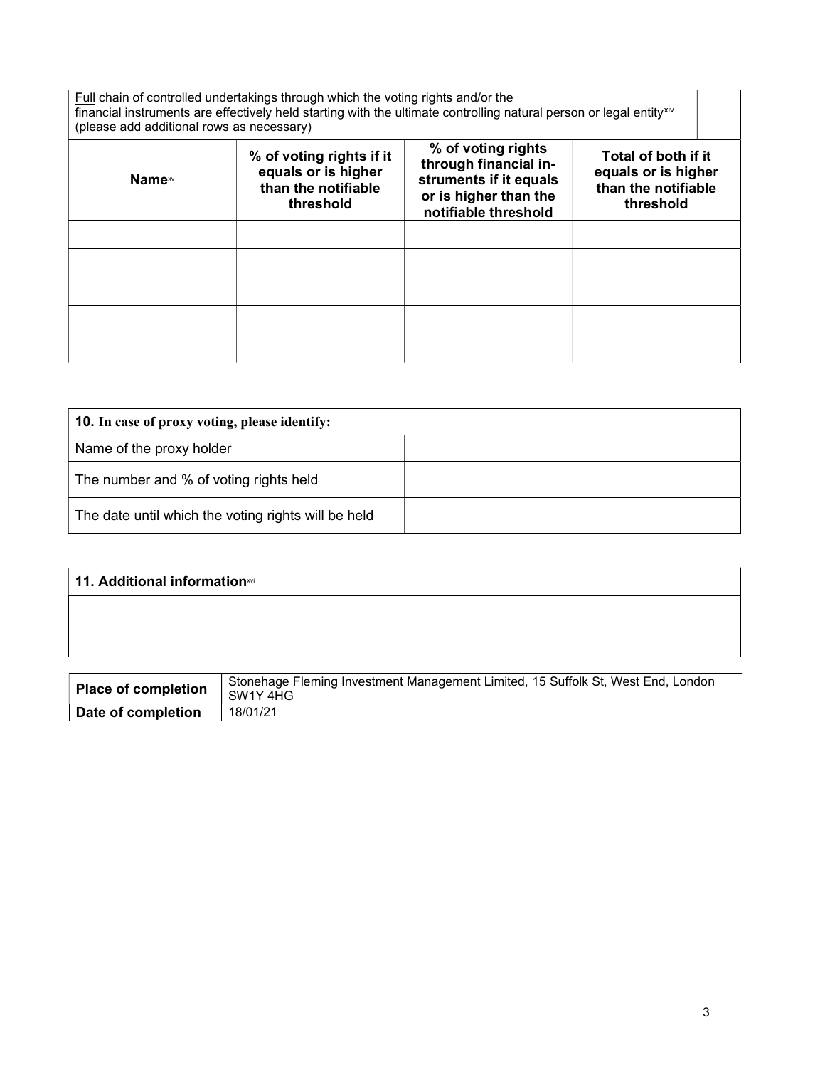| Full chain of controlled undertakings through which the voting rights and/or the financial instruments are effectively held starting with the ultimate controlling natural person or legal entity[xiv] (please add additional rows as necessary) | | | |
|---|---|---|---|
| **Name**[xv] | **% of voting rights if it equals or is higher than the notifiable threshold** | **% of voting rights through financial instruments if it equals or is higher than the notifiable threshold** | **Total of both if it equals or is higher than the notifiable threshold** |
| | | | |
| | | | |
| | | | |
| | | | |
| | | | |

| **10. In case of proxy voting, please identify:** | |
|---|---|
| Name of the proxy holder | |
| The number and % of voting rights held | |
| The date until which the voting rights will be held | |

| **11. Additional information**[xvi] |
|---|
| |

| | |
|---|---|
| **Place of completion** | Stonehage Fleming Investment Management Limited, 15 Suffolk St, West End, London SW1Y 4HG |
| **Date of completion** | 18/01/21 |